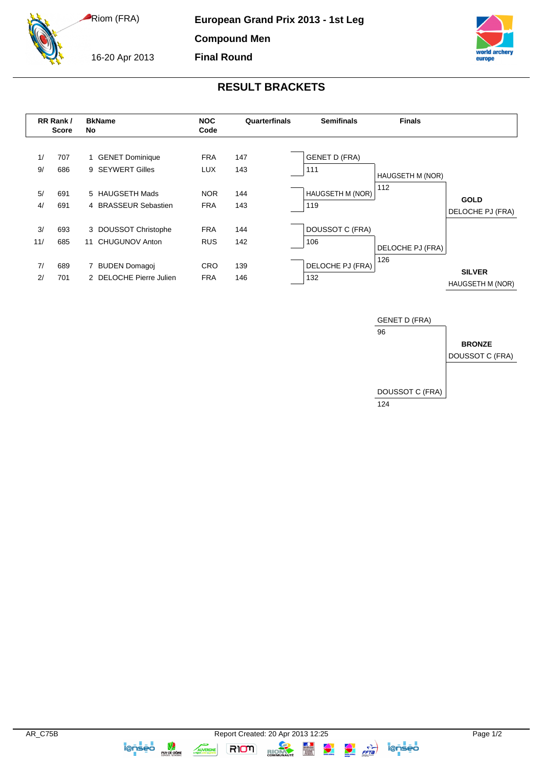Riom (FRA)

16-20 Apr 2013

# European Grand Prix 2013 - 1st Leg

## Compound Men

## Final Round

## RESULT BRACKETS

| RR Rank / Score | | BkName No | | NOC Code | Quarterfinals | Semifinals | Finals | |
|---|---|---|---|---|---|---|---|---|
| 1/ | 707 | 1 | GENET Dominique | FRA | 147 | GENET D (FRA) | | |
| 9/ | 686 | 9 | SEYWERT Gilles | LUX | 143 | 111 | HAUGSETH M (NOR) | |
| 5/ | 691 | 5 | HAUGSETH Mads | NOR | 144 | HAUGSETH M (NOR) | 112 | **GOLD** |
| 4/ | 691 | 4 | BRASSEUR Sebastien | FRA | 143 | 119 | | DELOCHE PJ (FRA) |
| 3/ | 693 | 3 | DOUSSOT Christophe | FRA | 144 | DOUSSOT C (FRA) | | |
| 11/ | 685 | 11 | CHUGUNOV Anton | RUS | 142 | 106 | DELOCHE PJ (FRA) | |
| 7/ | 689 | 7 | BUDEN Domagoj | CRO | 139 | DELOCHE PJ (FRA) | 126 | **SILVER** |
| 2/ | 701 | 2 | DELOCHE Pierre Julien | FRA | 146 | 132 | | HAUGSETH M (NOR) |

### Bronze Match

| Finals | |
|---|---|
| GENET D (FRA) | |
| 96 | **BRONZE** |
| | DOUSSOT C (FRA) |
| DOUSSOT C (FRA) | |
| 124 | |

AR_C75B

Report Created: 20 Apr 2013 12:25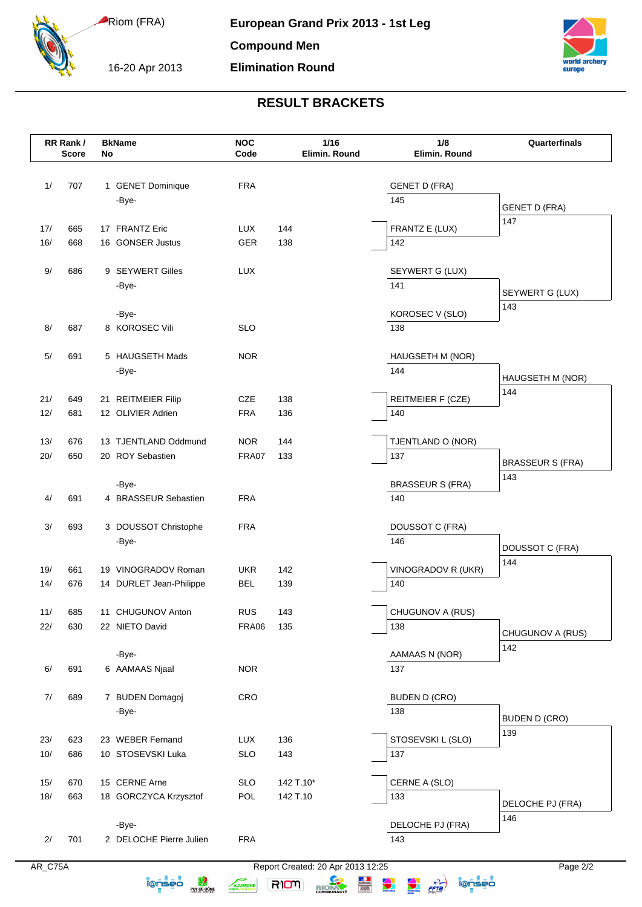Riom (FRA)

16-20 Apr 2013

**European Grand Prix 2013 - 1st Leg**

**Compound Men**

**Elimination Round**

## RESULT BRACKETS

| RR Rank / | Score | BkName No | | NOC Code | 1/16 Elimin. Round | 1/8 Elimin. Round | Quarterfinals |
|---|---|---|---|---|---|---|---|
| 1/ | 707 | 1 | GENET Dominique | FRA | | GENET D (FRA) 145 | GENET D (FRA) 147 |
| | | | -Bye- | | | | |
| 17/ | 665 | 17 | FRANTZ Eric | LUX | 144 | FRANTZ E (LUX) 142 | |
| 16/ | 668 | 16 | GONSER Justus | GER | 138 | | |
| 9/ | 686 | 9 | SEYWERT Gilles | LUX | | SEYWERT G (LUX) 141 | SEYWERT G (LUX) 143 |
| | | | -Bye- | | | | |
| | | | -Bye- | | | | |
| 8/ | 687 | 8 | KOROSEC Vili | SLO | | KOROSEC V (SLO) 138 | |
| 5/ | 691 | 5 | HAUGSETH Mads | NOR | | HAUGSETH M (NOR) 144 | HAUGSETH M (NOR) 144 |
| | | | -Bye- | | | | |
| 21/ | 649 | 21 | REITMEIER Filip | CZE | 138 | REITMEIER F (CZE) 140 | |
| 12/ | 681 | 12 | OLIVIER Adrien | FRA | 136 | | |
| 13/ | 676 | 13 | TJENTLAND Oddmund | NOR | 144 | TJENTLAND O (NOR) 137 | BRASSEUR S (FRA) 143 |
| 20/ | 650 | 20 | ROY Sebastien | FRA07 | 133 | | |
| | | | -Bye- | | | | |
| 4/ | 691 | 4 | BRASSEUR Sebastien | FRA | | BRASSEUR S (FRA) 140 | |
| 3/ | 693 | 3 | DOUSSOT Christophe | FRA | | DOUSSOT C (FRA) 146 | DOUSSOT C (FRA) 144 |
| | | | -Bye- | | | | |
| 19/ | 661 | 19 | VINOGRADOV Roman | UKR | 142 | VINOGRADOV R (UKR) 140 | |
| 14/ | 676 | 14 | DURLET Jean-Philippe | BEL | 139 | | |
| 11/ | 685 | 11 | CHUGUNOV Anton | RUS | 143 | CHUGUNOV A (RUS) 138 | CHUGUNOV A (RUS) 142 |
| 22/ | 630 | 22 | NIETO David | FRA06 | 135 | | |
| | | | -Bye- | | | | |
| 6/ | 691 | 6 | AAMAAS Njaal | NOR | | AAMAAS N (NOR) 137 | |
| 7/ | 689 | 7 | BUDEN Domagoj | CRO | | BUDEN D (CRO) 138 | BUDEN D (CRO) 139 |
| | | | -Bye- | | | | |
| 23/ | 623 | 23 | WEBER Fernand | LUX | 136 | STOSEVSKI L (SLO) 137 | |
| 10/ | 686 | 10 | STOSEVSKI Luka | SLO | 143 | | |
| 15/ | 670 | 15 | CERNE Arne | SLO | 142 T.10* | CERNE A (SLO) 133 | DELOCHE PJ (FRA) 146 |
| 18/ | 663 | 18 | GORCZYCA Krzysztof | POL | 142 T.10 | | |
| | | | -Bye- | | | | |
| 2/ | 701 | 2 | DELOCHE Pierre Julien | FRA | | DELOCHE PJ (FRA) 143 | |

AR_C75A

Report Created: 20 Apr 2013 12:25